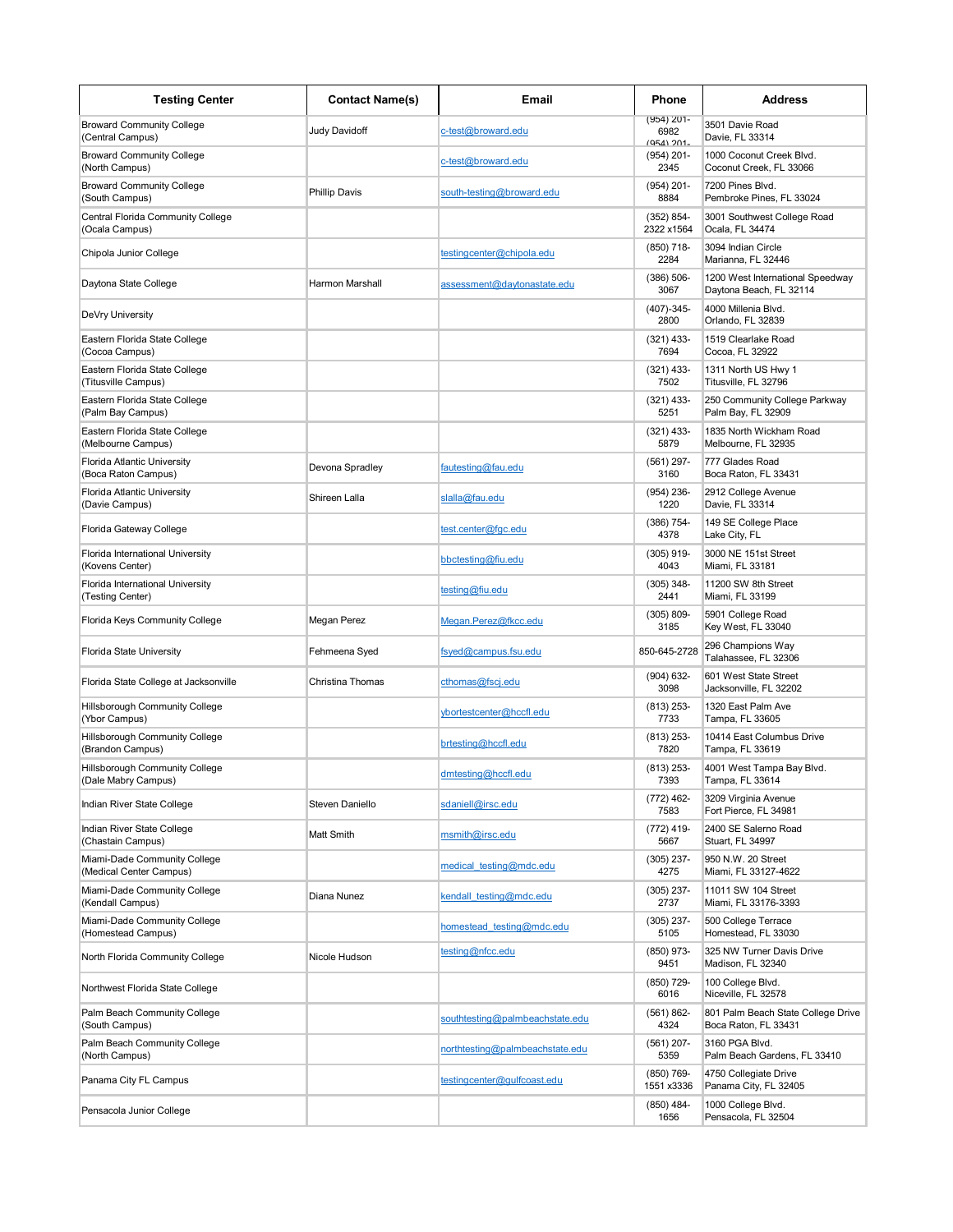| Testing Center | Contact Name(s) | Email | Phone | Address |
|---|---|---|---|---|
| Broward Community College (Central Campus) | Judy Davidoff | c-test@broward.edu | (954) 201-6982 (954) 201- | 3501 Davie Road Davie, FL 33314 |
| Broward Community College (North Campus) | | c-test@broward.edu | (954) 201-2345 | 1000 Coconut Creek Blvd. Coconut Creek, FL 33066 |
| Broward Community College (South Campus) | Phillip Davis | south-testing@broward.edu | (954) 201-8884 | 7200 Pines Blvd. Pembroke Pines, FL 33024 |
| Central Florida Community College (Ocala Campus) | | | (352) 854-2322 x1564 | 3001 Southwest College Road Ocala, FL 34474 |
| Chipola Junior College | | testingcenter@chipola.edu | (850) 718-2284 | 3094 Indian Circle Marianna, FL 32446 |
| Daytona State College | Harmon Marshall | assessment@daytonastate.edu | (386) 506-3067 | 1200 West International Speedway Daytona Beach, FL 32114 |
| DeVry University | | | (407)-345-2800 | 4000 Millenia Blvd. Orlando, FL 32839 |
| Eastern Florida State College (Cocoa Campus) | | | (321) 433-7694 | 1519 Clearlake Road Cocoa, FL 32922 |
| Eastern Florida State College (Titusville Campus) | | | (321) 433-7502 | 1311 North US Hwy 1 Titusville, FL 32796 |
| Eastern Florida State College (Palm Bay Campus) | | | (321) 433-5251 | 250 Community College Parkway Palm Bay, FL 32909 |
| Eastern Florida State College (Melbourne Campus) | | | (321) 433-5879 | 1835 North Wickham Road Melbourne, FL 32935 |
| Florida Atlantic University (Boca Raton Campus) | Devona Spradley | fautesting@fau.edu | (561) 297-3160 | 777 Glades Road Boca Raton, FL 33431 |
| Florida Atlantic University (Davie Campus) | Shireen Lalla | slalla@fau.edu | (954) 236-1220 | 2912 College Avenue Davie, FL 33314 |
| Florida Gateway College | | test.center@fgc.edu | (386) 754-4378 | 149 SE College Place Lake City, FL |
| Florida International University (Kovens Center) | | bbctesting@fiu.edu | (305) 919-4043 | 3000 NE 151st Street Miami, FL 33181 |
| Florida International University (Testing Center) | | testing@fiu.edu | (305) 348-2441 | 11200 SW 8th Street Miami, FL 33199 |
| Florida Keys Community College | Megan Perez | Megan.Perez@fkcc.edu | (305) 809-3185 | 5901 College Road Key West, FL 33040 |
| Florida State University | Fehmeena Syed | fsyed@campus.fsu.edu | 850-645-2728 | 296 Champions Way Talahassee, FL 32306 |
| Florida State College at Jacksonville | Christina Thomas | cthomas@fscj.edu | (904) 632-3098 | 601 West State Street Jacksonville, FL 32202 |
| Hillsborough Community College (Ybor Campus) | | ybortestcenter@hccfl.edu | (813) 253-7733 | 1320 East Palm Ave Tampa, FL 33605 |
| Hillsborough Community College (Brandon Campus) | | brtesting@hccfl.edu | (813) 253-7820 | 10414 East Columbus Drive Tampa, FL 33619 |
| Hillsborough Community College (Dale Mabry Campus) | | dmtesting@hccfl.edu | (813) 253-7393 | 4001 West Tampa Bay Blvd. Tampa, FL 33614 |
| Indian River State College | Steven Daniello | sdaniell@irsc.edu | (772) 462-7583 | 3209 Virginia Avenue Fort Pierce, FL 34981 |
| Indian River State College (Chastain Campus) | Matt Smith | msmith@irsc.edu | (772) 419-5667 | 2400 SE Salerno Road Stuart, FL 34997 |
| Miami-Dade Community College (Medical Center Campus) | | medical_testing@mdc.edu | (305) 237-4275 | 950 N.W. 20 Street Miami, FL 33127-4622 |
| Miami-Dade Community College (Kendall Campus) | Diana Nunez | kendall_testing@mdc.edu | (305) 237-2737 | 11011 SW 104 Street Miami, FL 33176-3393 |
| Miami-Dade Community College (Homestead Campus) | | homestead_testing@mdc.edu | (305) 237-5105 | 500 College Terrace Homestead, FL 33030 |
| North Florida Community College | Nicole Hudson | testing@nfcc.edu | (850) 973-9451 | 325 NW Turner Davis Drive Madison, FL 32340 |
| Northwest Florida State College | | | (850) 729-6016 | 100 College Blvd. Niceville, FL 32578 |
| Palm Beach Community College (South Campus) | | southtesting@palmbeachstate.edu | (561) 862-4324 | 801 Palm Beach State College Drive Boca Raton, FL 33431 |
| Palm Beach Community College (North Campus) | | northtesting@palmbeachstate.edu | (561) 207-5359 | 3160 PGA Blvd. Palm Beach Gardens, FL 33410 |
| Panama City FL Campus | | testingcenter@gulfcoast.edu | (850) 769-1551 x3336 | 4750 Collegiate Drive Panama City, FL 32405 |
| Pensacola Junior College | | | (850) 484-1656 | 1000 College Blvd. Pensacola, FL 32504 |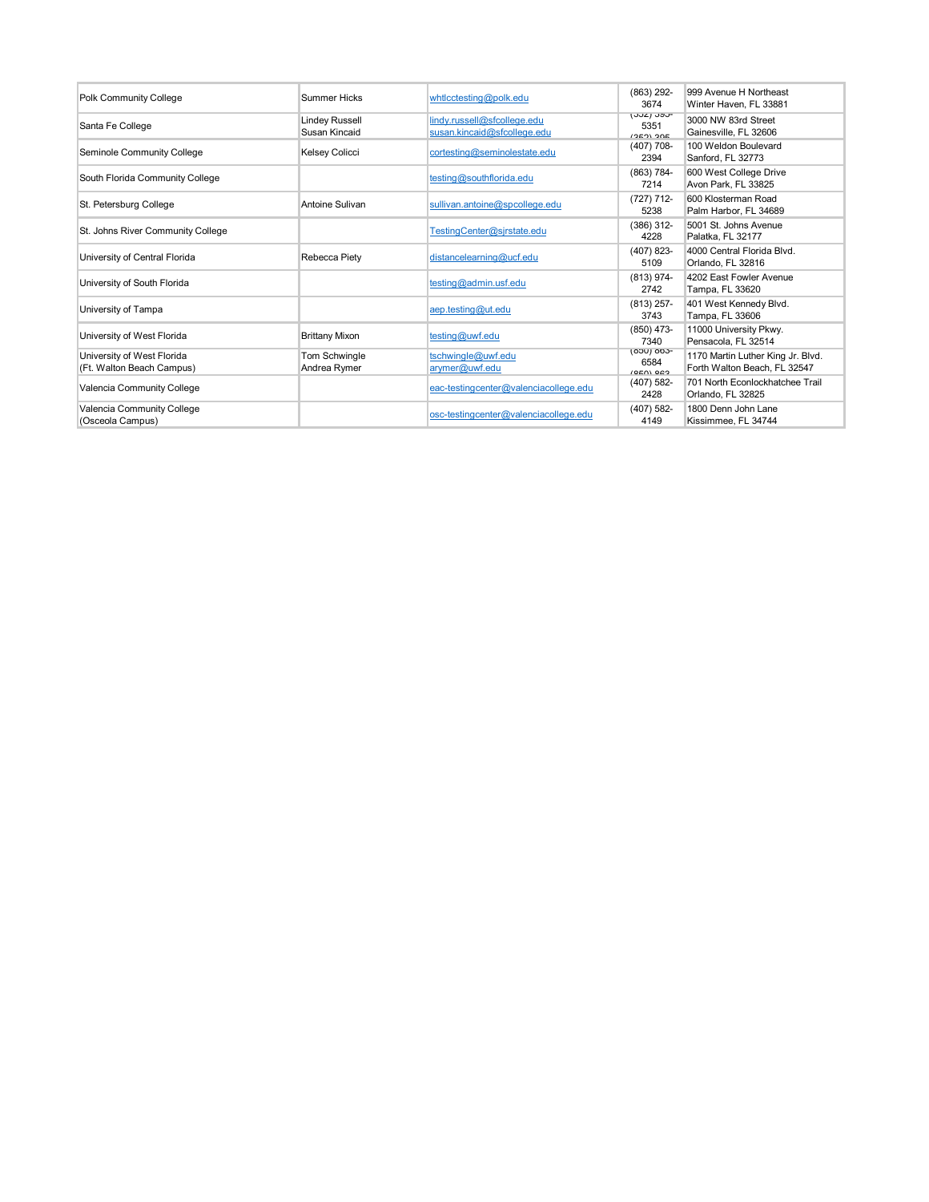| | | | | |
|---|---|---|---|---|
| Polk Community College | Summer Hicks | whtlcctesting@polk.edu | (863) 292-3674 | 999 Avenue H Northeast Winter Haven, FL 33881 |
| Santa Fe College | Lindey Russell Susan Kincaid | lindy.russell@sfcollege.edu susan.kincaid@sfcollege.edu | (352) 395-5351 (352) 395 | 3000 NW 83rd Street Gainesville, FL 32606 |
| Seminole Community College | Kelsey Colicci | cortesting@seminolestate.edu | (407) 708-2394 | 100 Weldon Boulevard Sanford, FL 32773 |
| South Florida Community College | | testing@southflorida.edu | (863) 784-7214 | 600 West College Drive Avon Park, FL 33825 |
| St. Petersburg College | Antoine Sulivan | sullivan.antoine@spcollege.edu | (727) 712-5238 | 600 Klosterman Road Palm Harbor, FL 34689 |
| St. Johns River Community College | | TestingCenter@sjrstate.edu | (386) 312-4228 | 5001 St. Johns Avenue Palatka, FL 32177 |
| University of Central Florida | Rebecca Piety | distancelearning@ucf.edu | (407) 823-5109 | 4000 Central Florida Blvd. Orlando, FL 32816 |
| University of South Florida | | testing@admin.usf.edu | (813) 974-2742 | 4202 East Fowler Avenue Tampa, FL 33620 |
| University of Tampa | | aep.testing@ut.edu | (813) 257-3743 | 401 West Kennedy Blvd. Tampa, FL 33606 |
| University of West Florida | Brittany Mixon | testing@uwf.edu | (850) 473-7340 | 11000 University Pkwy. Pensacola, FL 32514 |
| University of West Florida (Ft. Walton Beach Campus) | Tom Schwingle Andrea Rymer | tschwingle@uwf.edu arymer@uwf.edu | (850) 863-6584 (850) 863 | 1170 Martin Luther King Jr. Blvd. Forth Walton Beach, FL 32547 |
| Valencia Community College | | eac-testingcenter@valenciacollege.edu | (407) 582-2428 | 701 North Econlockhatchee Trail Orlando, FL 32825 |
| Valencia Community College (Osceola Campus) | | osc-testingcenter@valenciacollege.edu | (407) 582-4149 | 1800 Denn John Lane Kissimmee, FL 34744 |